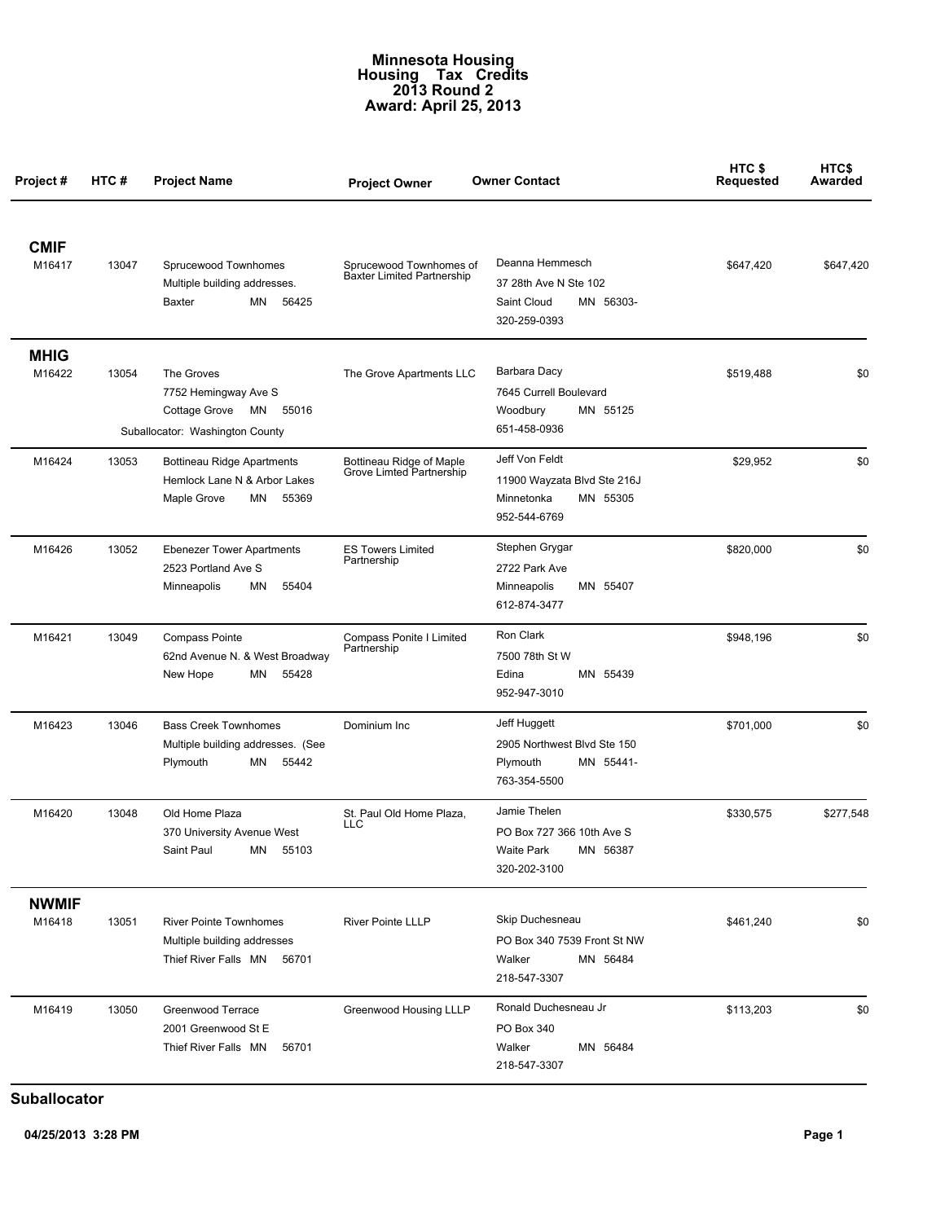# Minnesota Housing
# Housing Tax Credits
# 2013 Round 2
# Award: April 25, 2013

| Project # | HTC # | Project Name | Project Owner | Owner Contact | HTC $ Requested | HTC$ Awarded |
|---|---|---|---|---|---|---|
| **CMIF** | | | | | | |
| M16417 | 13047 | Sprucewood Townhomes<br>Multiple building addresses.<br>Baxter MN 56425 | Sprucewood Townhomes of Baxter Limited Partnership | Deanna Hemmesch<br>37 28th Ave N Ste 102<br>Saint Cloud MN 56303-<br>320-259-0393 | $647,420 | $647,420 |
| **MHIG** | | | | | | |
| M16422 | 13054 | The Groves<br>7752 Hemingway Ave S<br>Cottage Grove MN 55016<br>Suballocator: Washington County | The Grove Apartments LLC | Barbara Dacy<br>7645 Currell Boulevard<br>Woodbury MN 55125<br>651-458-0936 | $519,488 | $0 |
| M16424 | 13053 | Bottineau Ridge Apartments<br>Hemlock Lane N & Arbor Lakes<br>Maple Grove MN 55369 | Bottineau Ridge of Maple Grove Limted Partnership | Jeff Von Feldt<br>11900 Wayzata Blvd Ste 216J<br>Minnetonka MN 55305<br>952-544-6769 | $29,952 | $0 |
| M16426 | 13052 | Ebenezer Tower Apartments<br>2523 Portland Ave S<br>Minneapolis MN 55404 | ES Towers Limited Partnership | Stephen Grygar<br>2722 Park Ave<br>Minneapolis MN 55407<br>612-874-3477 | $820,000 | $0 |
| M16421 | 13049 | Compass Pointe<br>62nd Avenue N. & West Broadway<br>New Hope MN 55428 | Compass Ponite I Limited Partnership | Ron Clark<br>7500 78th St W<br>Edina MN 55439<br>952-947-3010 | $948,196 | $0 |
| M16423 | 13046 | Bass Creek Townhomes<br>Multiple building addresses. (See<br>Plymouth MN 55442 | Dominium Inc | Jeff Huggett<br>2905 Northwest Blvd Ste 150<br>Plymouth MN 55441-<br>763-354-5500 | $701,000 | $0 |
| M16420 | 13048 | Old Home Plaza<br>370 University Avenue West<br>Saint Paul MN 55103 | St. Paul Old Home Plaza, LLC | Jamie Thelen<br>PO Box 727 366 10th Ave S<br>Waite Park MN 56387<br>320-202-3100 | $330,575 | $277,548 |
| **NWMIF** | | | | | | |
| M16418 | 13051 | River Pointe Townhomes<br>Multiple building addresses<br>Thief River Falls MN 56701 | River Pointe LLLP | Skip Duchesneau<br>PO Box 340 7539 Front St NW<br>Walker MN 56484<br>218-547-3307 | $461,240 | $0 |
| M16419 | 13050 | Greenwood Terrace<br>2001 Greenwood St E<br>Thief River Falls MN 56701 | Greenwood Housing LLLP | Ronald Duchesneau Jr<br>PO Box 340<br>Walker MN 56484<br>218-547-3307 | $113,203 | $0 |

**Suballocator**

04/25/2013 3:28 PM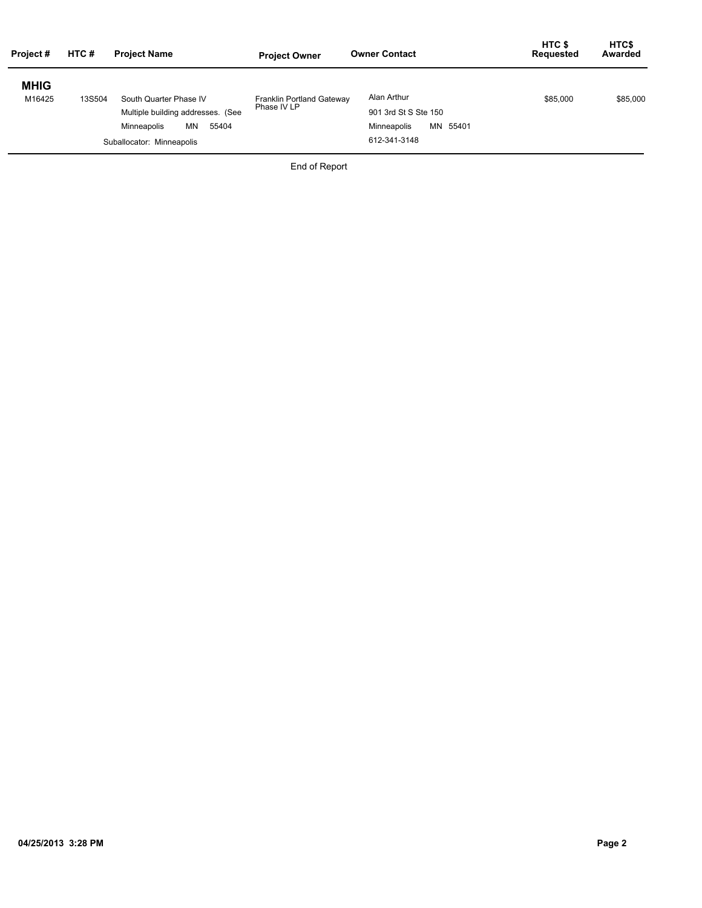| Project # | HTC # | Project Name | Project Owner | Owner Contact | HTC $ Requested | HTC$ Awarded |
|---|---|---|---|---|---|---|
| **MHIG** | | | | | | |
| M16425 | 13S504 | South Quarter Phase IV<br>Multiple building addresses. (See<br>Minneapolis MN 55404<br>Suballocator: Minneapolis | Franklin Portland Gateway Phase IV LP | Alan Arthur<br>901 3rd St S Ste 150<br>Minneapolis MN 55401<br>612-341-3148 | $85,000 | $85,000 |

End of Report

04/25/2013 3:28 PM